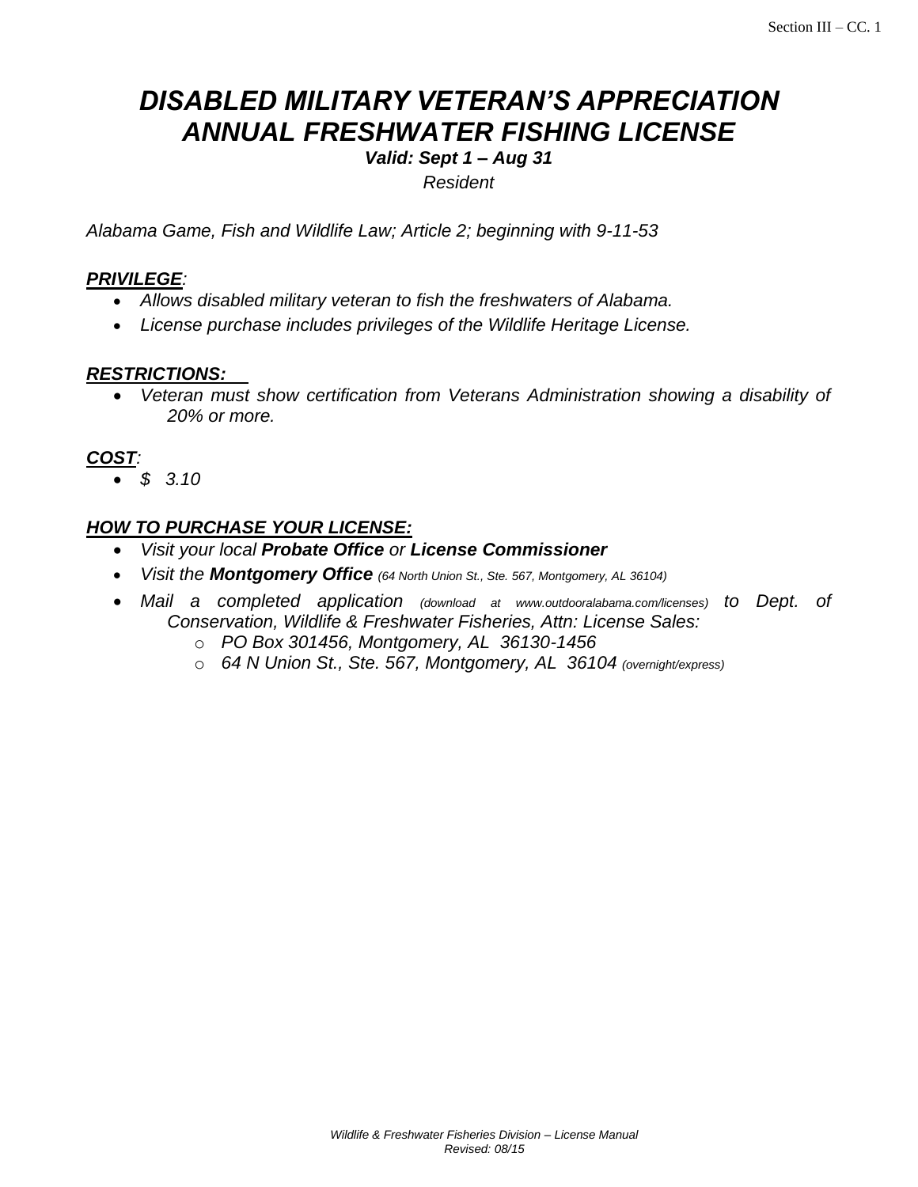# *DISABLED MILITARY VETERAN'S APPRECIATION ANNUAL FRESHWATER FISHING LICENSE*

***Valid: Sept 1 – Aug 31***

*Resident*

*Alabama Game, Fish and Wildlife Law; Article 2; beginning with 9-11-53*

***PRIVILEGE:***

- *Allows disabled military veteran to fish the freshwaters of Alabama.*
- *License purchase includes privileges of the Wildlife Heritage License.*

***RESTRICTIONS:***

- *Veteran must show certification from Veterans Administration showing a disability of 20% or more.*

***COST:***

- *$ 3.10*

***HOW TO PURCHASE YOUR LICENSE:***

- *Visit your local **Probate Office** or **License Commissioner***
- *Visit the **Montgomery Office** (64 North Union St., Ste. 567, Montgomery, AL 36104)*
- *Mail a completed application (download at www.outdooralabama.com/licenses) to Dept. of Conservation, Wildlife & Freshwater Fisheries, Attn: License Sales:*
  - *PO Box 301456, Montgomery, AL 36130-1456*
  - *64 N Union St., Ste. 567, Montgomery, AL 36104 (overnight/express)*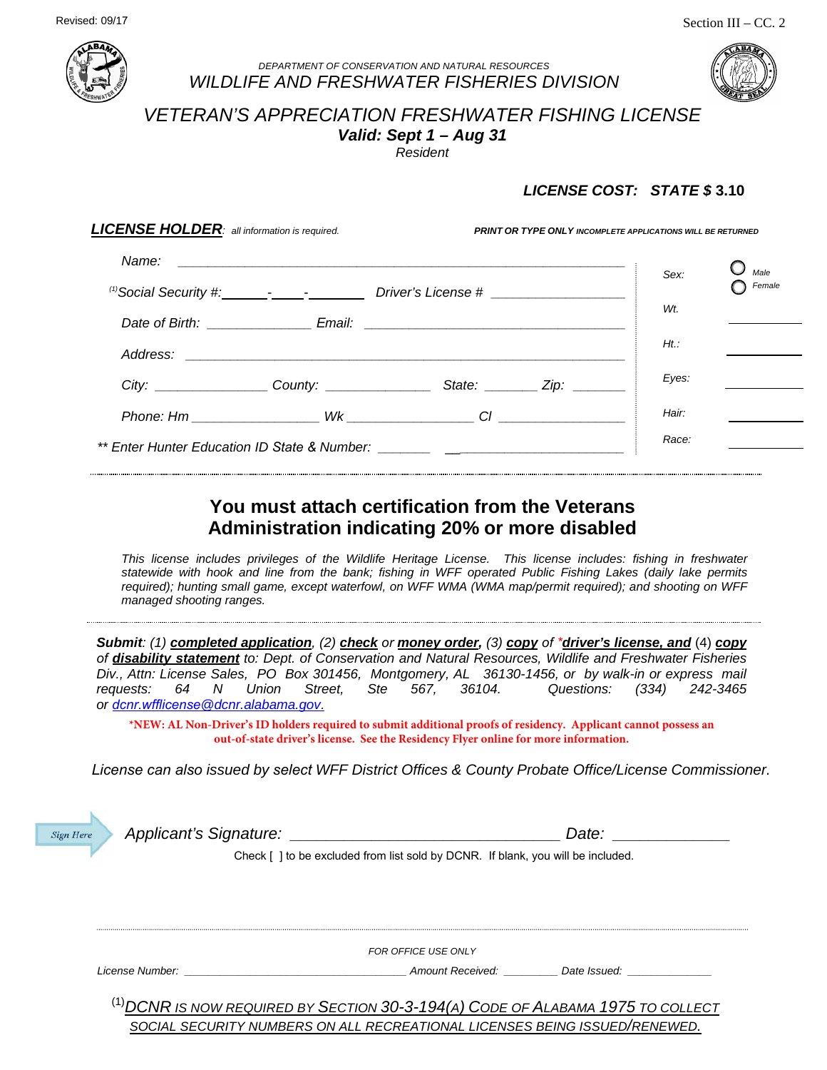Revised: 09/17

Section III – CC. 2

DEPARTMENT OF CONSERVATION AND NATURAL RESOURCES

# WILDLIFE AND FRESHWATER FISHERIES DIVISION

## VETERAN'S APPRECIATION FRESHWATER FISHING LICENSE

***Valid: Sept 1 – Aug 31***

*Resident*

***LICENSE COST: STATE $*** **3.10**

***LICENSE HOLDER***: *all information is required.* ***PRINT OR TYPE ONLY*** *INCOMPLETE APPLICATIONS WILL BE RETURNED*

*Name:* ____________________________________________

[1]*Social Security #:*______-_____-________ *Driver's License #* __________________

*Date of Birth:* ______________ *Email:* ___________________________________

*Address:* ____________________________________________

*City:* ________________ *County:* ______________ *State:* _______ *Zip:* _______

*Phone: Hm* __________________ *Wk* __________________ *Cl* __________________

*\*\* Enter Hunter Education ID State & Number:* _______ ________________________

*Sex:* ○ *Male* ○ *Female*

*Wt.* __________

*Ht.:* __________

*Eyes:* __________

*Hair:* __________

*Race:* __________

**You must attach certification from the Veterans Administration indicating 20% or more disabled**

*This license includes privileges of the Wildlife Heritage License. This license includes: fishing in freshwater statewide with hook and line from the bank; fishing in WFF operated Public Fishing Lakes (daily lake permits required); hunting small game, except waterfowl, on WFF WMA (WMA map/permit required); and shooting on WFF managed shooting ranges.*

***Submit***: *(1)* ***completed application***, *(2)* ***check*** *or* ***money order,*** *(3)* ***copy*** *of \**__***driver's license, and***__ *(4)* ***copy*** *of* ***disability statement*** *to: Dept. of Conservation and Natural Resources, Wildlife and Freshwater Fisheries Div., Attn: License Sales, PO Box 301456, Montgomery, AL 36130-1456, or by walk-in or express mail requests: 64 N Union Street, Ste 567, 36104. Questions: (334) 242-3465 or* dcnr.wfflicense@dcnr.alabama.gov.

**\*NEW: AL Non-Driver's ID holders required to submit additional proofs of residency. Applicant cannot possess an out-of-state driver's license. See the Residency Flyer online for more information.**

*License can also issued by select WFF District Offices & County Probate Office/License Commissioner.*

Sign Here

*Applicant's Signature:* ______________________________ *Date:* _____________

Check [ ] to be excluded from list sold by DCNR. If blank, you will be included.

*FOR OFFICE USE ONLY*

*License Number:* ________________________________ *Amount Received:* ________ *Date Issued:* _____________

[1]*DCNR IS NOW REQUIRED BY SECTION 30-3-194(A) CODE OF ALABAMA 1975 TO COLLECT SOCIAL SECURITY NUMBERS ON ALL RECREATIONAL LICENSES BEING ISSUED/RENEWED.*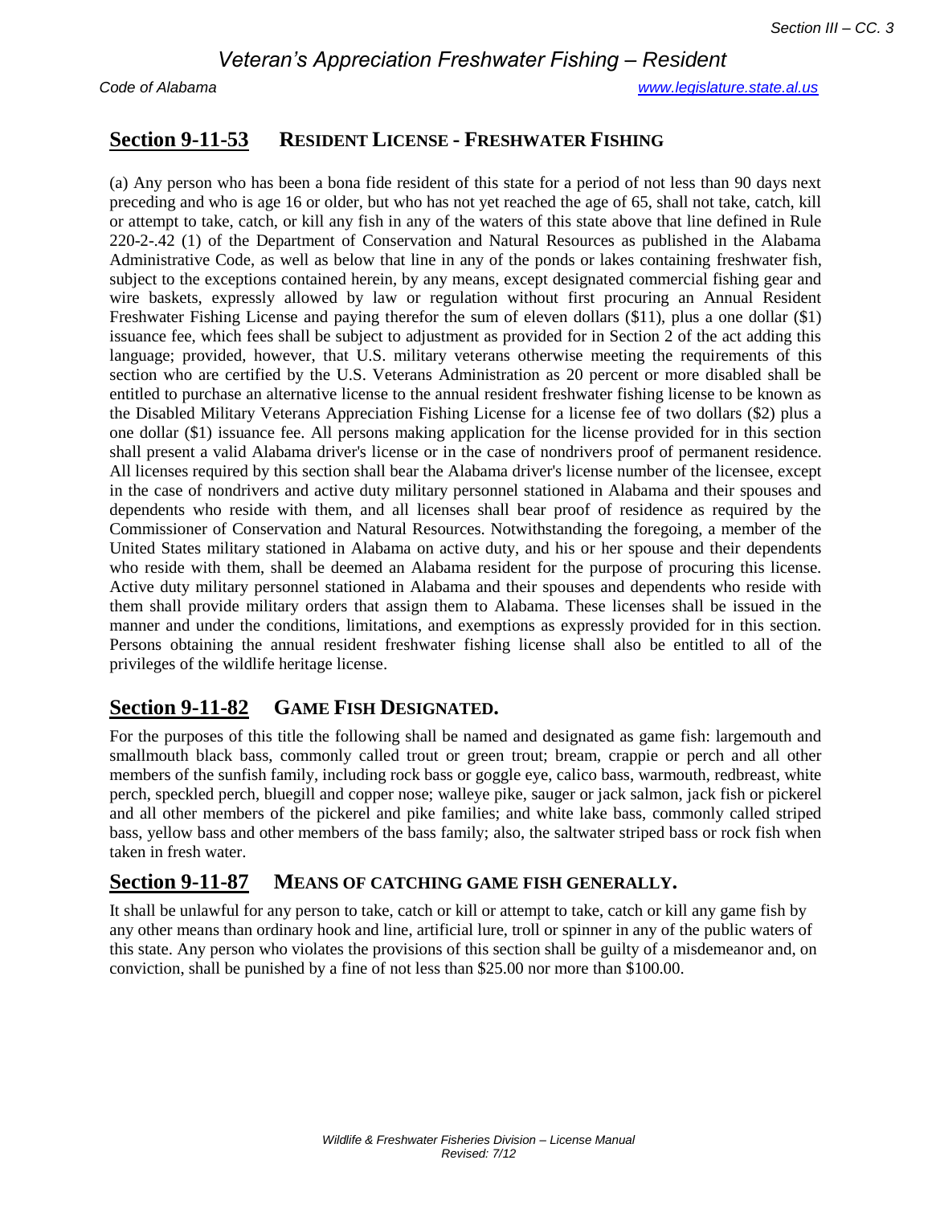# Veteran's Appreciation Freshwater Fishing – Resident

*Code of Alabama* *www.legislature.state.al.us*

## Section 9-11-53 RESIDENT LICENSE - FRESHWATER FISHING

(a) Any person who has been a bona fide resident of this state for a period of not less than 90 days next preceding and who is age 16 or older, but who has not yet reached the age of 65, shall not take, catch, kill or attempt to take, catch, or kill any fish in any of the waters of this state above that line defined in Rule 220-2-.42 (1) of the Department of Conservation and Natural Resources as published in the Alabama Administrative Code, as well as below that line in any of the ponds or lakes containing freshwater fish, subject to the exceptions contained herein, by any means, except designated commercial fishing gear and wire baskets, expressly allowed by law or regulation without first procuring an Annual Resident Freshwater Fishing License and paying therefor the sum of eleven dollars ($11), plus a one dollar ($1) issuance fee, which fees shall be subject to adjustment as provided for in Section 2 of the act adding this language; provided, however, that U.S. military veterans otherwise meeting the requirements of this section who are certified by the U.S. Veterans Administration as 20 percent or more disabled shall be entitled to purchase an alternative license to the annual resident freshwater fishing license to be known as the Disabled Military Veterans Appreciation Fishing License for a license fee of two dollars ($2) plus a one dollar ($1) issuance fee. All persons making application for the license provided for in this section shall present a valid Alabama driver's license or in the case of nondrivers proof of permanent residence. All licenses required by this section shall bear the Alabama driver's license number of the licensee, except in the case of nondrivers and active duty military personnel stationed in Alabama and their spouses and dependents who reside with them, and all licenses shall bear proof of residence as required by the Commissioner of Conservation and Natural Resources. Notwithstanding the foregoing, a member of the United States military stationed in Alabama on active duty, and his or her spouse and their dependents who reside with them, shall be deemed an Alabama resident for the purpose of procuring this license. Active duty military personnel stationed in Alabama and their spouses and dependents who reside with them shall provide military orders that assign them to Alabama. These licenses shall be issued in the manner and under the conditions, limitations, and exemptions as expressly provided for in this section. Persons obtaining the annual resident freshwater fishing license shall also be entitled to all of the privileges of the wildlife heritage license.

## Section 9-11-82 GAME FISH DESIGNATED.

For the purposes of this title the following shall be named and designated as game fish: largemouth and smallmouth black bass, commonly called trout or green trout; bream, crappie or perch and all other members of the sunfish family, including rock bass or goggle eye, calico bass, warmouth, redbreast, white perch, speckled perch, bluegill and copper nose; walleye pike, sauger or jack salmon, jack fish or pickerel and all other members of the pickerel and pike families; and white lake bass, commonly called striped bass, yellow bass and other members of the bass family; also, the saltwater striped bass or rock fish when taken in fresh water.

## Section 9-11-87 MEANS OF CATCHING GAME FISH GENERALLY.

It shall be unlawful for any person to take, catch or kill or attempt to take, catch or kill any game fish by any other means than ordinary hook and line, artificial lure, troll or spinner in any of the public waters of this state. Any person who violates the provisions of this section shall be guilty of a misdemeanor and, on conviction, shall be punished by a fine of not less than $25.00 nor more than $100.00.